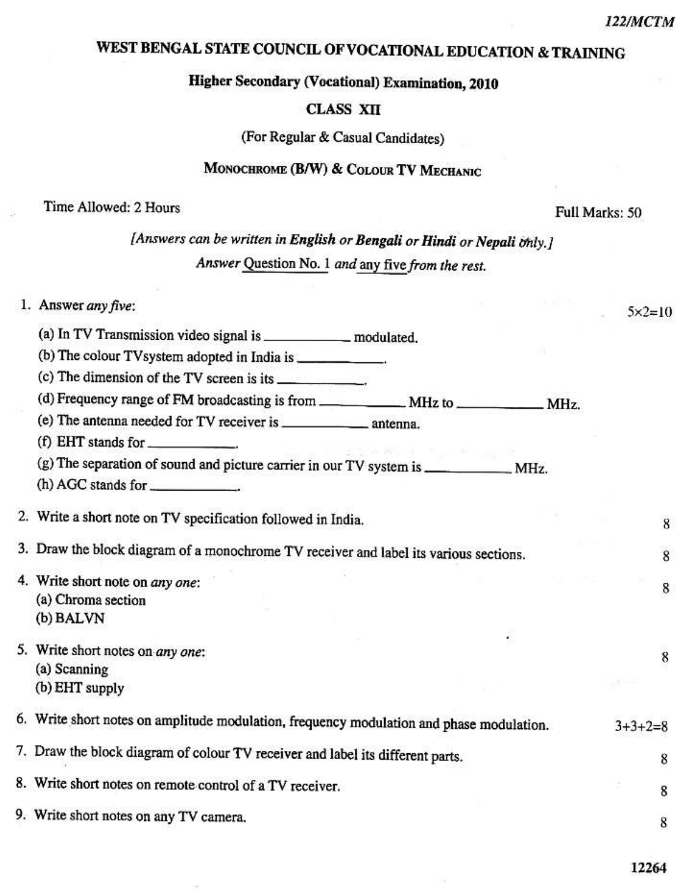122/MCTM

# WEST BENGAL STATE COUNCIL OF VOCATIONAL EDUCATION & TRAINING

## Higher Secondary (Vocational) Examination, 2010

### CLASS XII

(For Regular & Casual Candidates)

### MONOCHROME (B/W) & COLOUR TV MECHANIC

Time Allowed: 2 Hours — Full Marks: 50

*[Answers can be written in **English** or **Bengali** or **Hindi** or **Nepali** only.]*

*Answer* Question No. 1 *and* any five *from the rest.*

1. Answer *any five*: — 5×2=10

   (a) In TV Transmission video signal is __________ modulated.

   (b) The colour TVsystem adopted in India is __________.

   (c) The dimension of the TV screen is its __________.

   (d) Frequency range of FM broadcasting is from __________ MHz to __________ MHz.

   (e) The antenna needed for TV receiver is __________ antenna.

   (f) EHT stands for __________.

   (g) The separation of sound and picture carrier in our TV system is __________ MHz.

   (h) AGC stands for __________.

2. Write a short note on TV specification followed in India. — 8

3. Draw the block diagram of a monochrome TV receiver and label its various sections. — 8

4. Write short note on *any one*: — 8

   (a) Chroma section

   (b) BALVN

5. Write short notes on *any one*: — 8

   (a) Scanning

   (b) EHT supply

6. Write short notes on amplitude modulation, frequency modulation and phase modulation. — 3+3+2=8

7. Draw the block diagram of colour TV receiver and label its different parts. — 8

8. Write short notes on remote control of a TV receiver. — 8

9. Write short notes on any TV camera. — 8

12264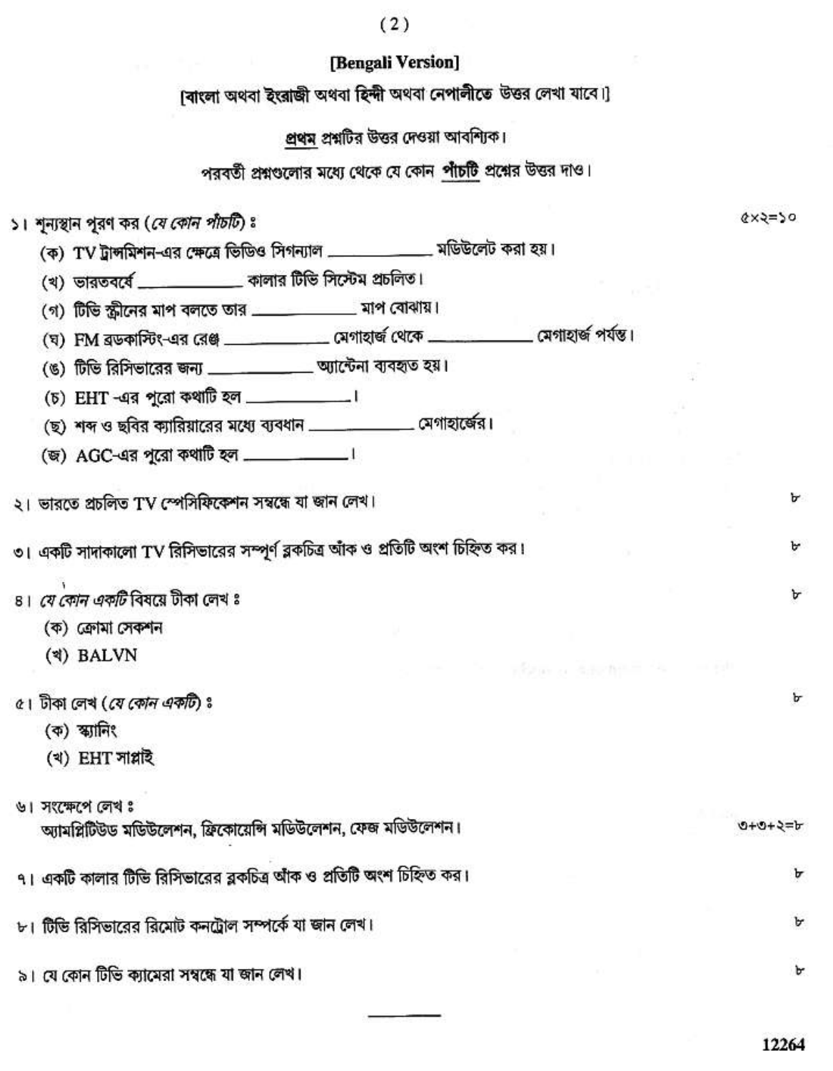## [Bengali Version]

[বাংলা অথবা ইংরাজী অথবা হিন্দী অথবা নেপালীতে উত্তর লেখা যাবে।]

প্রথম প্রশ্নটির উত্তর দেওয়া আবশ্যিক।

পরবর্তী প্রশ্নগুলোর মধ্যে থেকে যে কোন **পাঁচটি** প্রশ্নের উত্তর দাও।

১। শূন্যস্থান পূরণ কর (*যে কোন পাঁচটি*) ঃ  ৫×২=১০

(ক) TV ট্রান্সমিশন-এর ক্ষেত্রে ভিডিও সিগন্যাল ____________ মডিউলেট করা হয়।

(খ) ভারতবর্ষে ____________ কালার টিভি সিস্টেম প্রচলিত।

(গ) টিভি স্ক্রীনের মাপ বলতে তার ____________ মাপ বোঝায়।

(ঘ) FM ব্রডকাস্টিং-এর রেঞ্জ ____________ মেগাহার্জ থেকে ____________ মেগাহার্জ পর্যন্ত।

(ঙ) টিভি রিসিভারের জন্য ____________ অ্যান্টেনা ব্যবহৃত হয়।

(চ) EHT -এর পুরো কথাটি হল ____________।

(ছ) শব্দ ও ছবির ক্যারিয়ারের মধ্যে ব্যবধান ____________ মেগাহার্জের।

(জ) AGC-এর পুরো কথাটি হল ____________।

২। ভারতে প্রচলিত TV স্পেসিফিকেশন সম্বন্ধে যা জান লেখ।  ৮

৩। একটি সাদাকালো TV রিসিভারের সম্পূর্ণ ব্লকচিত্র আঁক ও প্রতিটি অংশ চিহ্নিত কর।  ৮

৪। *যে কোন একটি* বিষয়ে টীকা লেখ ঃ  ৮

(ক) ক্রোমা সেকশন

(খ) BALVN

৫। টীকা লেখ (*যে কোন একটি*) ঃ  ৮

(ক) স্ক্যানিং

(খ) EHT সাপ্লাই

৬। সংক্ষেপে লেখ ঃ

অ্যামপ্লিটিউড মডিউলেশন, ফ্রিকোয়েন্সি মডিউলেশন, ফেজ মডিউলেশন।  ৩+৩+২=৮

৭। একটি কালার টিভি রিসিভারের ব্লকচিত্র আঁক ও প্রতিটি অংশ চিহ্নিত কর।  ৮

৮। টিভি রিসিভারের রিমোট কনট্রোল সম্পর্কে যা জান লেখ।  ৮

৯। যে কোন টিভি ক্যামেরা সম্বন্ধে যা জান লেখ।  ৮

12264